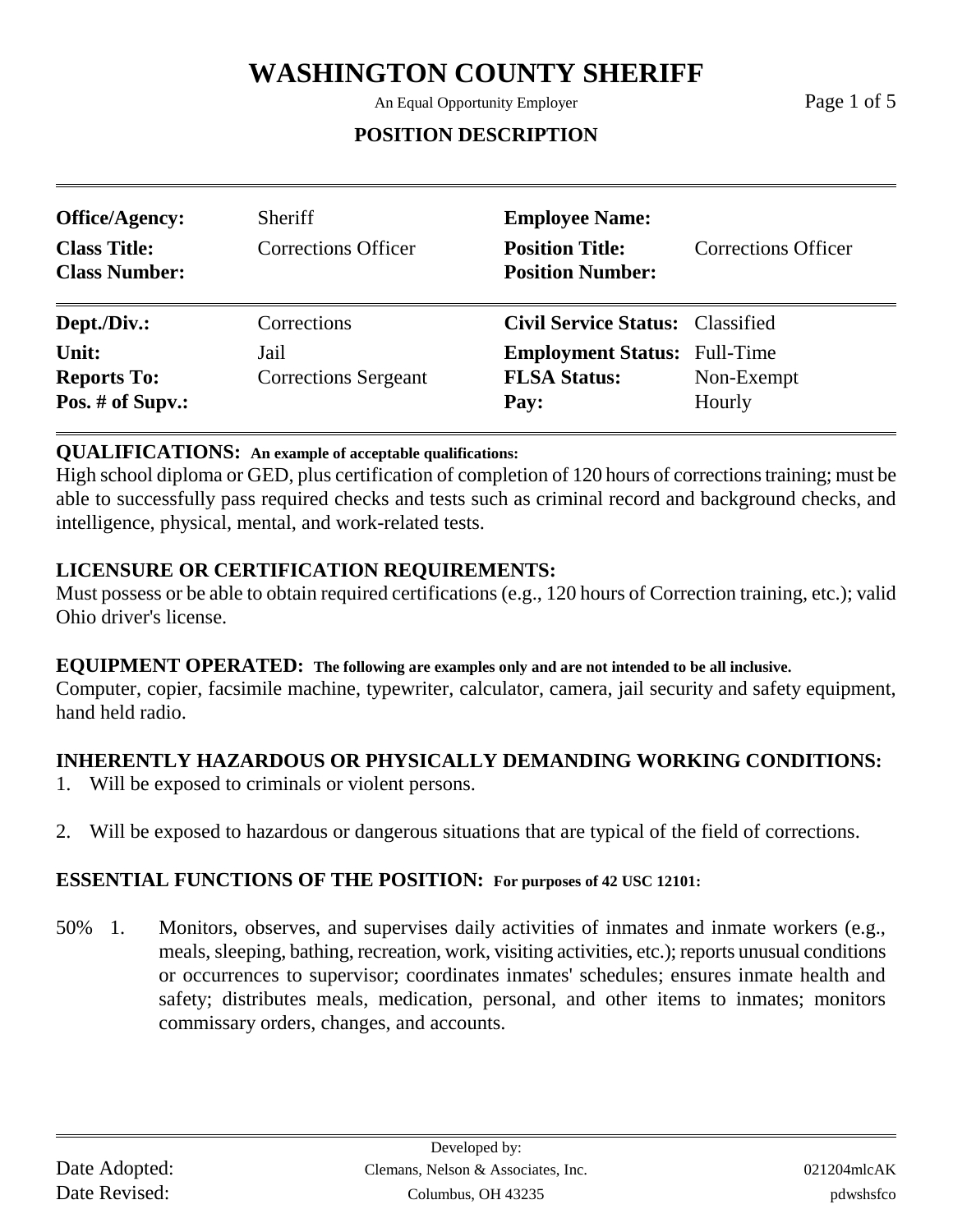# WASHINGTON COUNTY SHERIFF

An Equal Opportunity Employer

## POSITION DESCRIPTION

| | | | |
|---|---|---|---|
| **Office/Agency:** | Sheriff | **Employee Name:** | |
| **Class Title:** | Corrections Officer | **Position Title:** | Corrections Officer |
| **Class Number:** | | **Position Number:** | |
| **Dept./Div.:** | Corrections | **Civil Service Status:** | Classified |
| **Unit:** | Jail | **Employment Status:** | Full-Time |
| **Reports To:** | Corrections Sergeant | **FLSA Status:** | Non-Exempt |
| **Pos. # of Supv.:** | | **Pay:** | Hourly |

### QUALIFICATIONS: An example of acceptable qualifications:

High school diploma or GED, plus certification of completion of 120 hours of corrections training; must be able to successfully pass required checks and tests such as criminal record and background checks, and intelligence, physical, mental, and work-related tests.

### LICENSURE OR CERTIFICATION REQUIREMENTS:

Must possess or be able to obtain required certifications (e.g., 120 hours of Correction training, etc.); valid Ohio driver's license.

### EQUIPMENT OPERATED: The following are examples only and are not intended to be all inclusive.

Computer, copier, facsimile machine, typewriter, calculator, camera, jail security and safety equipment, hand held radio.

### INHERENTLY HAZARDOUS OR PHYSICALLY DEMANDING WORKING CONDITIONS:

1. Will be exposed to criminals or violent persons.

2. Will be exposed to hazardous or dangerous situations that are typical of the field of corrections.

### ESSENTIAL FUNCTIONS OF THE POSITION: For purposes of 42 USC 12101:

50% 1. Monitors, observes, and supervises daily activities of inmates and inmate workers (e.g., meals, sleeping, bathing, recreation, work, visiting activities, etc.); reports unusual conditions or occurrences to supervisor; coordinates inmates' schedules; ensures inmate health and safety; distributes meals, medication, personal, and other items to inmates; monitors commissary orders, changes, and accounts.

Date Adopted:
Date Revised:

Developed by:
Clemans, Nelson & Associates, Inc.
Columbus, OH 43235

021204mlcAK
pdwshsfco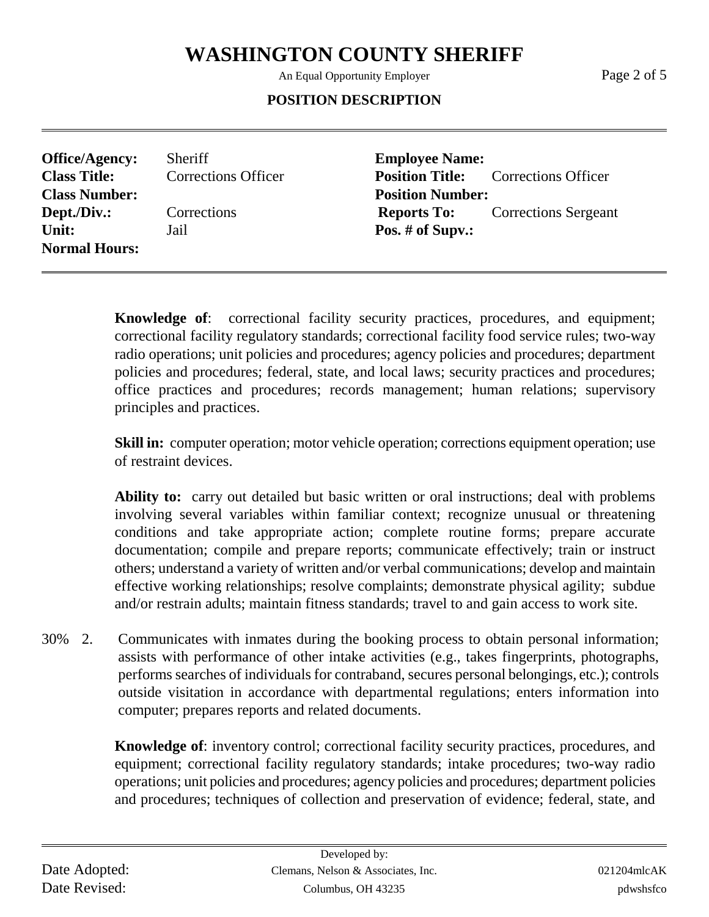# WASHINGTON COUNTY SHERIFF

An Equal Opportunity Employer

**POSITION DESCRIPTION**

| | | | |
|---|---|---|---|
| **Office/Agency:** | Sheriff | **Employee Name:** | |
| **Class Title:** | Corrections Officer | **Position Title:** | Corrections Officer |
| **Class Number:** | | **Position Number:** | |
| **Dept./Div.:** | Corrections | **Reports To:** | Corrections Sergeant |
| **Unit:** | Jail | **Pos. # of Supv.:** | |
| **Normal Hours:** | | | |

**Knowledge of**: correctional facility security practices, procedures, and equipment; correctional facility regulatory standards; correctional facility food service rules; two-way radio operations; unit policies and procedures; agency policies and procedures; department policies and procedures; federal, state, and local laws; security practices and procedures; office practices and procedures; records management; human relations; supervisory principles and practices.

**Skill in:** computer operation; motor vehicle operation; corrections equipment operation; use of restraint devices.

**Ability to:** carry out detailed but basic written or oral instructions; deal with problems involving several variables within familiar context; recognize unusual or threatening conditions and take appropriate action; complete routine forms; prepare accurate documentation; compile and prepare reports; communicate effectively; train or instruct others; understand a variety of written and/or verbal communications; develop and maintain effective working relationships; resolve complaints; demonstrate physical agility; subdue and/or restrain adults; maintain fitness standards; travel to and gain access to work site.

30% 2. Communicates with inmates during the booking process to obtain personal information; assists with performance of other intake activities (e.g., takes fingerprints, photographs, performs searches of individuals for contraband, secures personal belongings, etc.); controls outside visitation in accordance with departmental regulations; enters information into computer; prepares reports and related documents.

**Knowledge of**: inventory control; correctional facility security practices, procedures, and equipment; correctional facility regulatory standards; intake procedures; two-way radio operations; unit policies and procedures; agency policies and procedures; department policies and procedures; techniques of collection and preservation of evidence; federal, state, and

Date Adopted:

Date Revised:

Developed by:
Clemans, Nelson & Associates, Inc.
Columbus, OH 43235

021204mlcAK
pdwshsfco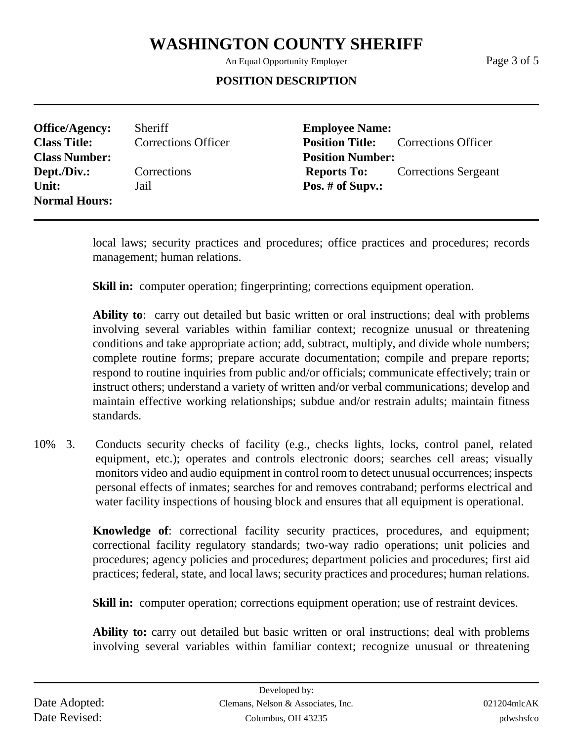# WASHINGTON COUNTY SHERIFF

An Equal Opportunity Employer

**POSITION DESCRIPTION**

| | | | |
|---|---|---|---|
| **Office/Agency:** | Sheriff | **Employee Name:** | |
| **Class Title:** | Corrections Officer | **Position Title:** | Corrections Officer |
| **Class Number:** | | **Position Number:** | |
| **Dept./Div.:** | Corrections | **Reports To:** | Corrections Sergeant |
| **Unit:** | Jail | **Pos. # of Supv.:** | |
| **Normal Hours:** | | | |

local laws; security practices and procedures; office practices and procedures; records management; human relations.

**Skill in:** computer operation; fingerprinting; corrections equipment operation.

**Ability to**: carry out detailed but basic written or oral instructions; deal with problems involving several variables within familiar context; recognize unusual or threatening conditions and take appropriate action; add, subtract, multiply, and divide whole numbers; complete routine forms; prepare accurate documentation; compile and prepare reports; respond to routine inquiries from public and/or officials; communicate effectively; train or instruct others; understand a variety of written and/or verbal communications; develop and maintain effective working relationships; subdue and/or restrain adults; maintain fitness standards.

10% 3. Conducts security checks of facility (e.g., checks lights, locks, control panel, related equipment, etc.); operates and controls electronic doors; searches cell areas; visually monitors video and audio equipment in control room to detect unusual occurrences; inspects personal effects of inmates; searches for and removes contraband; performs electrical and water facility inspections of housing block and ensures that all equipment is operational.

**Knowledge of**: correctional facility security practices, procedures, and equipment; correctional facility regulatory standards; two-way radio operations; unit policies and procedures; agency policies and procedures; department policies and procedures; first aid practices; federal, state, and local laws; security practices and procedures; human relations.

**Skill in:** computer operation; corrections equipment operation; use of restraint devices.

**Ability to:** carry out detailed but basic written or oral instructions; deal with problems involving several variables within familiar context; recognize unusual or threatening

Date Adopted:
Date Revised:

Developed by:
Clemans, Nelson & Associates, Inc.
Columbus, OH 43235

021204mlcAK
pdwshsfco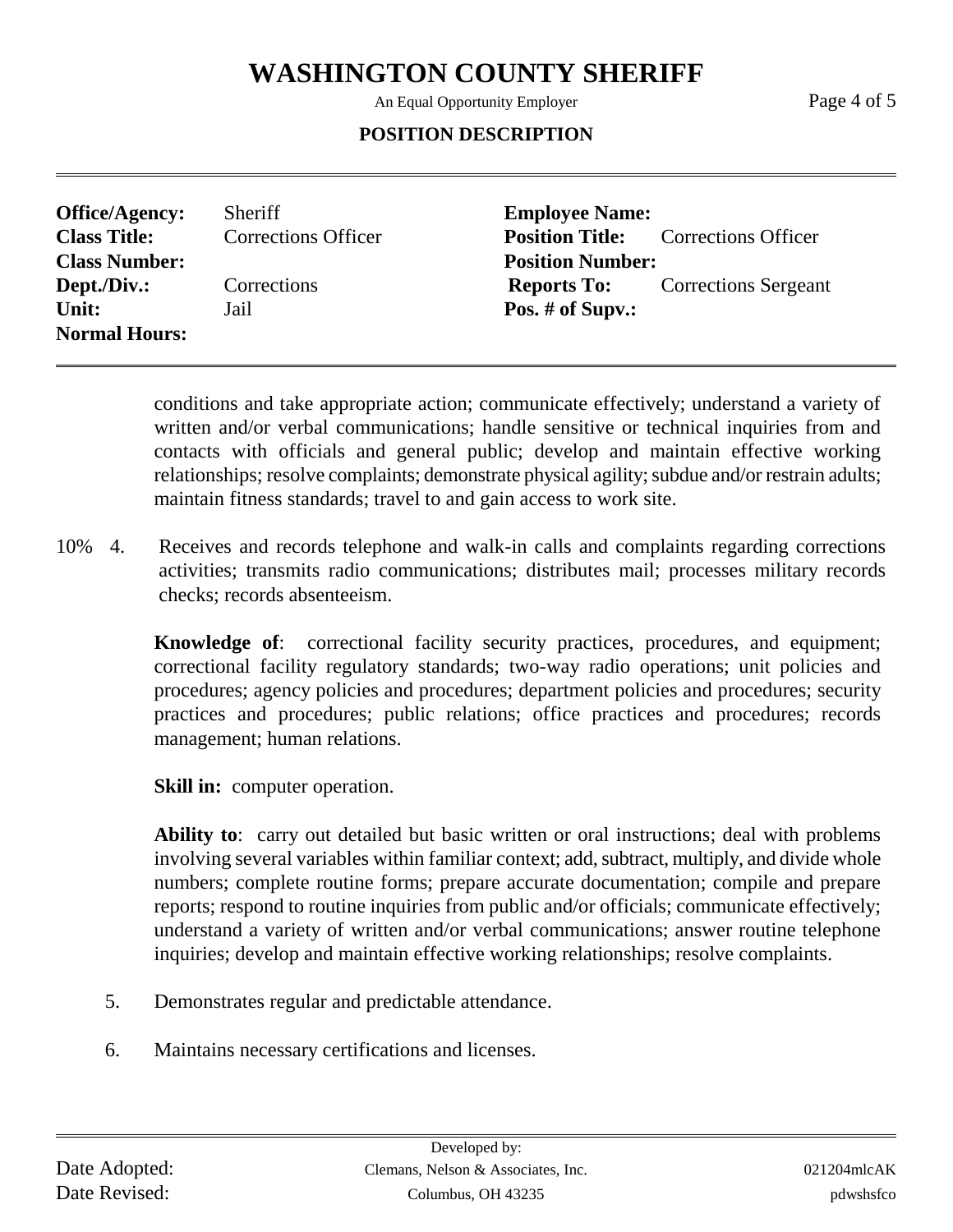# WASHINGTON COUNTY SHERIFF

An Equal Opportunity Employer

**POSITION DESCRIPTION**

| | | | |
|---|---|---|---|
| **Office/Agency:** | Sheriff | **Employee Name:** | |
| **Class Title:** | Corrections Officer | **Position Title:** | Corrections Officer |
| **Class Number:** | | **Position Number:** | |
| **Dept./Div.:** | Corrections | **Reports To:** | Corrections Sergeant |
| **Unit:** | Jail | **Pos. # of Supv.:** | |
| **Normal Hours:** | | | |

conditions and take appropriate action; communicate effectively; understand a variety of written and/or verbal communications; handle sensitive or technical inquiries from and contacts with officials and general public; develop and maintain effective working relationships; resolve complaints; demonstrate physical agility; subdue and/or restrain adults; maintain fitness standards; travel to and gain access to work site.

10% 4. Receives and records telephone and walk-in calls and complaints regarding corrections activities; transmits radio communications; distributes mail; processes military records checks; records absenteeism.

**Knowledge of**: correctional facility security practices, procedures, and equipment; correctional facility regulatory standards; two-way radio operations; unit policies and procedures; agency policies and procedures; department policies and procedures; security practices and procedures; public relations; office practices and procedures; records management; human relations.

**Skill in:** computer operation.

**Ability to**: carry out detailed but basic written or oral instructions; deal with problems involving several variables within familiar context; add, subtract, multiply, and divide whole numbers; complete routine forms; prepare accurate documentation; compile and prepare reports; respond to routine inquiries from public and/or officials; communicate effectively; understand a variety of written and/or verbal communications; answer routine telephone inquiries; develop and maintain effective working relationships; resolve complaints.

5. Demonstrates regular and predictable attendance.

6. Maintains necessary certifications and licenses.

Date Adopted:
Date Revised:

Developed by:
Clemans, Nelson & Associates, Inc.
Columbus, OH 43235

021204mlcAK
pdwshsfco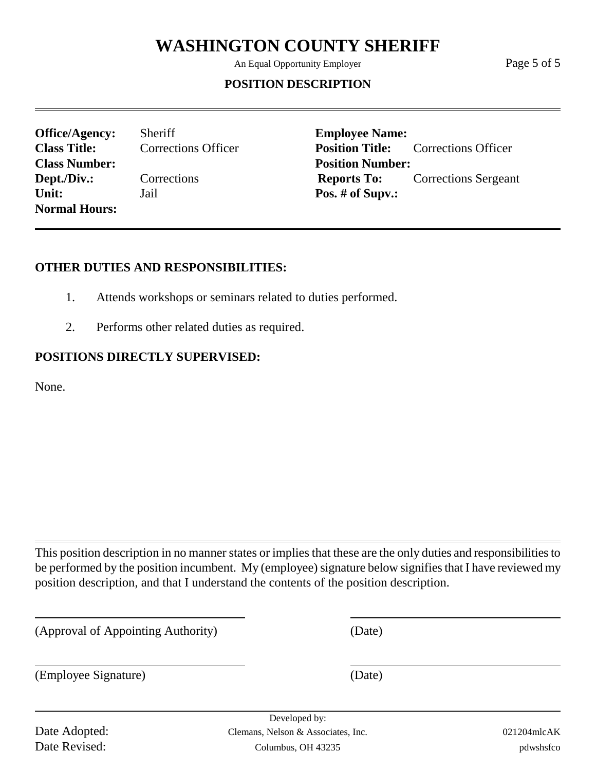# WASHINGTON COUNTY SHERIFF

An Equal Opportunity Employer

**POSITION DESCRIPTION**

---

| | | | |
|---|---|---|---|
| **Office/Agency:** | Sheriff | **Employee Name:** | |
| **Class Title:** | Corrections Officer | **Position Title:** | Corrections Officer |
| **Class Number:** | | **Position Number:** | |
| **Dept./Div.:** | Corrections | **Reports To:** | Corrections Sergeant |
| **Unit:** | Jail | **Pos. # of Supv.:** | |
| **Normal Hours:** | | | |

---

**OTHER DUTIES AND RESPONSIBILITIES:**

1. Attends workshops or seminars related to duties performed.

2. Performs other related duties as required.

**POSITIONS DIRECTLY SUPERVISED:**

None.

---

This position description in no manner states or implies that these are the only duties and responsibilities to be performed by the position incumbent. My (employee) signature below signifies that I have reviewed my position description, and that I understand the contents of the position description.

| | |
|---|---|
| (Approval of Appointing Authority) | (Date) |
| (Employee Signature) | (Date) |

---

Date Adopted:
Date Revised:

Developed by:
Clemans, Nelson & Associates, Inc.
Columbus, OH 43235

021204mlcAK
pdwshsfco